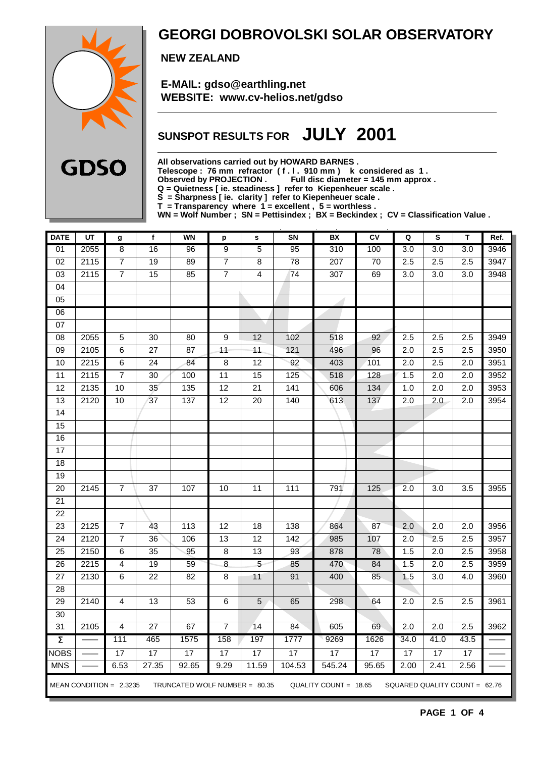GDSO

# GEORGI DOBROVOLSKI SOLAR OBSERVATORY

**NEW ZEALAND**

**E-MAIL: gdso@earthling.net**
**WEBSITE: www.cv-helios.net/gdso**

## SUNSPOT RESULTS FOR JULY 2001

**All observations carried out by HOWARD BARNES .**
**Telescope : 76 mm refractor ( f . l . 910 mm ) k considered as 1 .**
**Observed by PROJECTION . Full disc diameter = 145 mm approx .**
**Q = Quietness [ ie. steadiness ] refer to Kiepenheuer scale .**
**S = Sharpness [ ie. clarity ] refer to Kiepenheuer scale .**
**T = Transparency where 1 = excellent , 5 = worthless .**
**WN = Wolf Number ; SN = Pettisindex ; BX = Beckindex ; CV = Classification Value .**

| DATE | UT | g | f | WN | p | s | SN | BX | CV | Q | S | T | Ref. |
|---|---|---|---|---|---|---|---|---|---|---|---|---|---|
| 01 | 2055 | 8 | 16 | 96 | 9 | 5 | 95 | 310 | 100 | 3.0 | 3.0 | 3.0 | 3946 |
| 02 | 2115 | 7 | 19 | 89 | 7 | 8 | 78 | 207 | 70 | 2.5 | 2.5 | 2.5 | 3947 |
| 03 | 2115 | 7 | 15 | 85 | 7 | 4 | 74 | 307 | 69 | 3.0 | 3.0 | 3.0 | 3948 |
| 04 | | | | | | | | | | | | | |
| 05 | | | | | | | | | | | | | |
| 06 | | | | | | | | | | | | | |
| 07 | | | | | | | | | | | | | |
| 08 | 2055 | 5 | 30 | 80 | 9 | 12 | 102 | 518 | 92 | 2.5 | 2.5 | 2.5 | 3949 |
| 09 | 2105 | 6 | 27 | 87 | 11 | 11 | 121 | 496 | 96 | 2.0 | 2.5 | 2.5 | 3950 |
| 10 | 2215 | 6 | 24 | 84 | 8 | 12 | 92 | 403 | 101 | 2.0 | 2.5 | 2.0 | 3951 |
| 11 | 2115 | 7 | 30 | 100 | 11 | 15 | 125 | 518 | 128 | 1.5 | 2.0 | 2.0 | 3952 |
| 12 | 2135 | 10 | 35 | 135 | 12 | 21 | 141 | 606 | 134 | 1.0 | 2.0 | 2.0 | 3953 |
| 13 | 2120 | 10 | 37 | 137 | 12 | 20 | 140 | 613 | 137 | 2.0 | 2.0 | 2.0 | 3954 |
| 14 | | | | | | | | | | | | | |
| 15 | | | | | | | | | | | | | |
| 16 | | | | | | | | | | | | | |
| 17 | | | | | | | | | | | | | |
| 18 | | | | | | | | | | | | | |
| 19 | | | | | | | | | | | | | |
| 20 | 2145 | 7 | 37 | 107 | 10 | 11 | 111 | 791 | 125 | 2.0 | 3.0 | 3.5 | 3955 |
| 21 | | | | | | | | | | | | | |
| 22 | | | | | | | | | | | | | |
| 23 | 2125 | 7 | 43 | 113 | 12 | 18 | 138 | 864 | 87 | 2.0 | 2.0 | 2.0 | 3956 |
| 24 | 2120 | 7 | 36 | 106 | 13 | 12 | 142 | 985 | 107 | 2.0 | 2.5 | 2.5 | 3957 |
| 25 | 2150 | 6 | 35 | 95 | 8 | 13 | 93 | 878 | 78 | 1.5 | 2.0 | 2.5 | 3958 |
| 26 | 2215 | 4 | 19 | 59 | 8 | 5 | 85 | 470 | 84 | 1.5 | 2.0 | 2.5 | 3959 |
| 27 | 2130 | 6 | 22 | 82 | 8 | 11 | 91 | 400 | 85 | 1.5 | 3.0 | 4.0 | 3960 |
| 28 | | | | | | | | | | | | | |
| 29 | 2140 | 4 | 13 | 53 | 6 | 5 | 65 | 298 | 64 | 2.0 | 2.5 | 2.5 | 3961 |
| 30 | | | | | | | | | | | | | |
| 31 | 2105 | 4 | 27 | 67 | 7 | 14 | 84 | 605 | 69 | 2.0 | 2.0 | 2.5 | 3962 |
| Σ | —— | 111 | 465 | 1575 | 158 | 197 | 1777 | 9269 | 1626 | 34.0 | 41.0 | 43.5 | —— |
| NOBS | —— | 17 | 17 | 17 | 17 | 17 | 17 | 17 | 17 | 17 | 17 | 17 | —— |
| MNS | —— | 6.53 | 27.35 | 92.65 | 9.29 | 11.59 | 104.53 | 545.24 | 95.65 | 2.00 | 2.41 | 2.56 | —— |

MEAN CONDITION = 2.3235 TRUNCATED WOLF NUMBER = 80.35 QUALITY COUNT = 18.65 SQUARED QUALITY COUNT = 62.76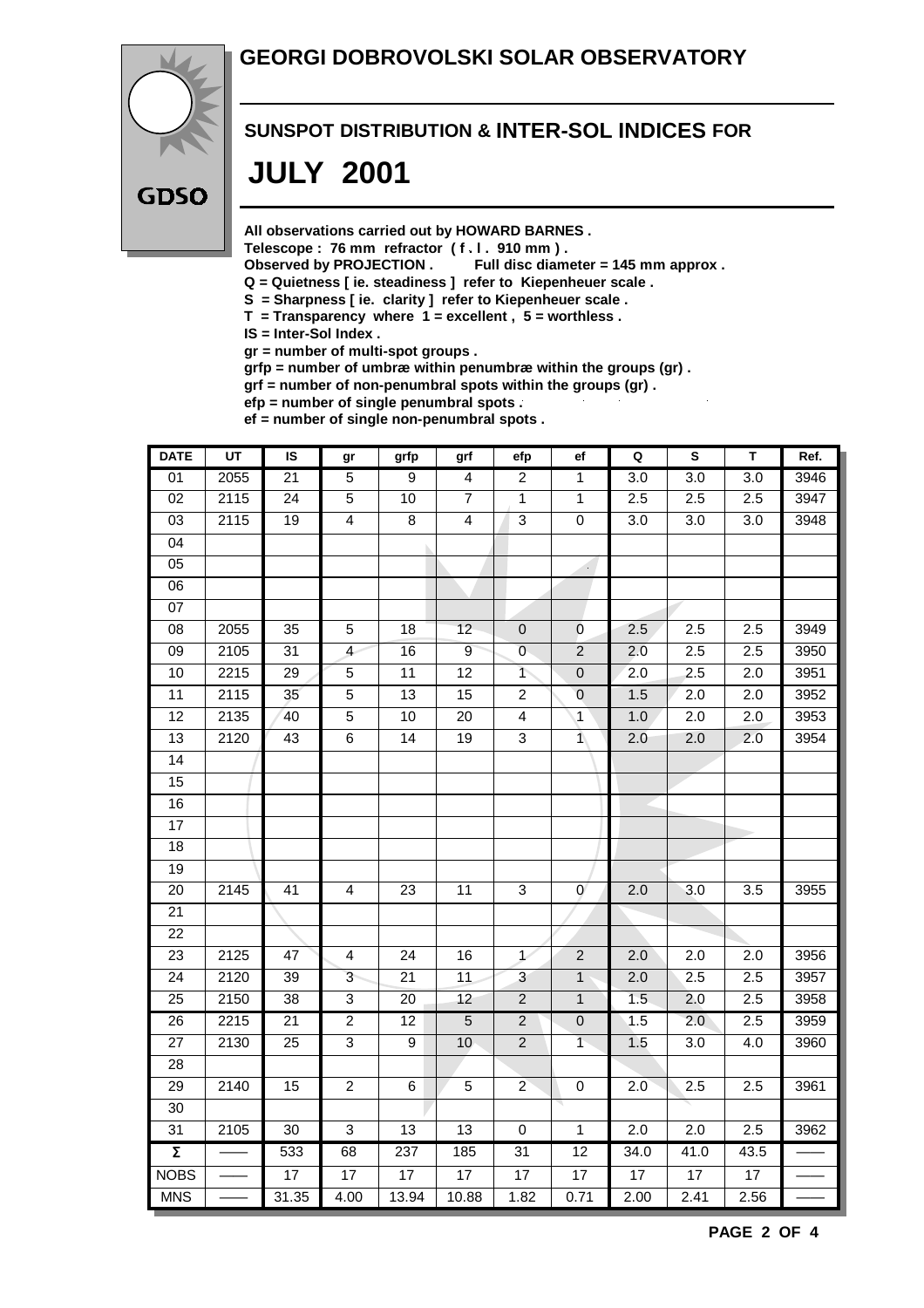# GEORGI DOBROVOLSKI SOLAR OBSERVATORY

GDSO

## SUNSPOT DISTRIBUTION & INTER-SOL INDICES FOR

# JULY 2001

**All observations carried out by HOWARD BARNES .**
**Telescope : 76 mm refractor ( f . l . 910 mm ) .**
**Observed by PROJECTION . Full disc diameter = 145 mm approx .**
**Q = Quietness [ ie. steadiness ] refer to Kiepenheuer scale .**
**S = Sharpness [ ie. clarity ] refer to Kiepenheuer scale .**
**T = Transparency where 1 = excellent , 5 = worthless .**
**IS = Inter-Sol Index .**
**gr = number of multi-spot groups .**
**grfp = number of umbræ within penumbræ within the groups (gr) .**
**grf = number of non-penumbral spots within the groups (gr) .**
**efp = number of single penumbral spots .**
**ef = number of single non-penumbral spots .**

| DATE | UT | IS | gr | grfp | grf | efp | ef | Q | S | T | Ref. |
|---|---|---|---|---|---|---|---|---|---|---|---|
| 01 | 2055 | 21 | 5 | 9 | 4 | 2 | 1 | 3.0 | 3.0 | 3.0 | 3946 |
| 02 | 2115 | 24 | 5 | 10 | 7 | 1 | 1 | 2.5 | 2.5 | 2.5 | 3947 |
| 03 | 2115 | 19 | 4 | 8 | 4 | 3 | 0 | 3.0 | 3.0 | 3.0 | 3948 |
| 04 | | | | | | | | | | | |
| 05 | | | | | | | | | | | |
| 06 | | | | | | | | | | | |
| 07 | | | | | | | | | | | |
| 08 | 2055 | 35 | 5 | 18 | 12 | 0 | 0 | 2.5 | 2.5 | 2.5 | 3949 |
| 09 | 2105 | 31 | 4 | 16 | 9 | 0 | 2 | 2.0 | 2.5 | 2.5 | 3950 |
| 10 | 2215 | 29 | 5 | 11 | 12 | 1 | 0 | 2.0 | 2.5 | 2.0 | 3951 |
| 11 | 2115 | 35 | 5 | 13 | 15 | 2 | 0 | 1.5 | 2.0 | 2.0 | 3952 |
| 12 | 2135 | 40 | 5 | 10 | 20 | 4 | 1 | 1.0 | 2.0 | 2.0 | 3953 |
| 13 | 2120 | 43 | 6 | 14 | 19 | 3 | 1 | 2.0 | 2.0 | 2.0 | 3954 |
| 14 | | | | | | | | | | | |
| 15 | | | | | | | | | | | |
| 16 | | | | | | | | | | | |
| 17 | | | | | | | | | | | |
| 18 | | | | | | | | | | | |
| 19 | | | | | | | | | | | |
| 20 | 2145 | 41 | 4 | 23 | 11 | 3 | 0 | 2.0 | 3.0 | 3.5 | 3955 |
| 21 | | | | | | | | | | | |
| 22 | | | | | | | | | | | |
| 23 | 2125 | 47 | 4 | 24 | 16 | 1 | 2 | 2.0 | 2.0 | 2.0 | 3956 |
| 24 | 2120 | 39 | 3 | 21 | 11 | 3 | 1 | 2.0 | 2.5 | 2.5 | 3957 |
| 25 | 2150 | 38 | 3 | 20 | 12 | 2 | 1 | 1.5 | 2.0 | 2.5 | 3958 |
| 26 | 2215 | 21 | 2 | 12 | 5 | 2 | 0 | 1.5 | 2.0 | 2.5 | 3959 |
| 27 | 2130 | 25 | 3 | 9 | 10 | 2 | 1 | 1.5 | 3.0 | 4.0 | 3960 |
| 28 | | | | | | | | | | | |
| 29 | 2140 | 15 | 2 | 6 | 5 | 2 | 0 | 2.0 | 2.5 | 2.5 | 3961 |
| 30 | | | | | | | | | | | |
| 31 | 2105 | 30 | 3 | 13 | 13 | 0 | 1 | 2.0 | 2.0 | 2.5 | 3962 |
| Σ | —— | 533 | 68 | 237 | 185 | 31 | 12 | 34.0 | 41.0 | 43.5 | —— |
| NOBS | —— | 17 | 17 | 17 | 17 | 17 | 17 | 17 | 17 | 17 | —— |
| MNS | —— | 31.35 | 4.00 | 13.94 | 10.88 | 1.82 | 0.71 | 2.00 | 2.41 | 2.56 | —— |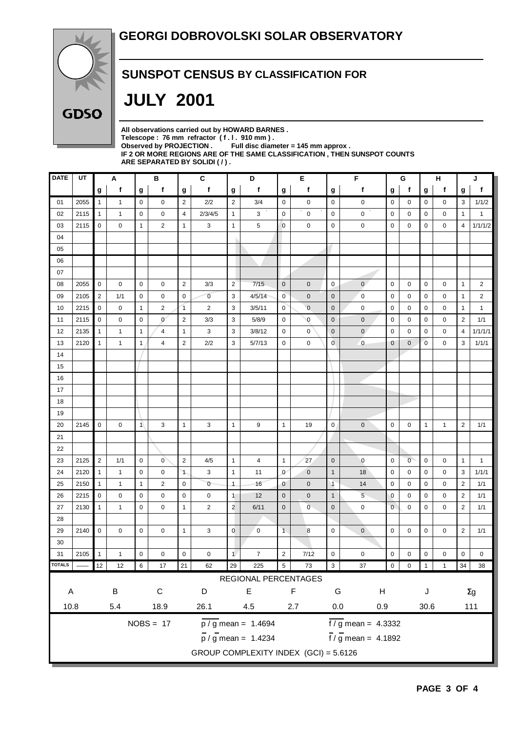# GEORGI DOBROVOLSKI SOLAR OBSERVATORY

## SUNSPOT CENSUS BY CLASSIFICATION FOR

# JULY 2001

**All observations carried out by HOWARD BARNES .**
**Telescope : 76 mm refractor ( f . l . 910 mm ) .**
**Observed by PROJECTION . Full disc diameter = 145 mm approx .**
**IF 2 OR MORE REGIONS ARE OF THE SAME CLASSIFICATION , THEN SUNSPOT COUNTS ARE SEPARATED BY SOLIDI ( / ) .**

| DATE | UT | A | | B | | C | | D | | E | | F | | G | | H | | J | |
|---|---|---|---|---|---|---|---|---|---|---|---|---|---|---|---|---|---|---|---|
| | | g | f | g | f | g | f | g | f | g | f | g | f | g | f | g | f | g | f |
| 01 | 2055 | 1 | 1 | 0 | 0 | 2 | 2/2 | 2 | 3/4 | 0 | 0 | 0 | 0 | 0 | 0 | 0 | 0 | 3 | 1/1/2 |
| 02 | 2115 | 1 | 1 | 0 | 0 | 4 | 2/3/4/5 | 1 | 3 | 0 | 0 | 0 | 0 | 0 | 0 | 0 | 0 | 1 | 1 |
| 03 | 2115 | 0 | 0 | 1 | 2 | 1 | 3 | 1 | 5 | 0 | 0 | 0 | 0 | 0 | 0 | 0 | 0 | 4 | 1/1/1/2 |
| 04 | | | | | | | | | | | | | | | | | | | |
| 05 | | | | | | | | | | | | | | | | | | | |
| 06 | | | | | | | | | | | | | | | | | | | |
| 07 | | | | | | | | | | | | | | | | | | | |
| 08 | 2055 | 0 | 0 | 0 | 0 | 2 | 3/3 | 2 | 7/15 | 0 | 0 | 0 | 0 | 0 | 0 | 0 | 0 | 1 | 2 |
| 09 | 2105 | 2 | 1/1 | 0 | 0 | 0 | 0 | 3 | 4/5/14 | 0 | 0 | 0 | 0 | 0 | 0 | 0 | 0 | 1 | 2 |
| 10 | 2215 | 0 | 0 | 1 | 2 | 1 | 2 | 3 | 3/5/11 | 0 | 0 | 0 | 0 | 0 | 0 | 0 | 0 | 1 | 1 |
| 11 | 2115 | 0 | 0 | 0 | 0 | 2 | 3/3 | 3 | 5/8/9 | 0 | 0 | 0 | 0 | 0 | 0 | 0 | 0 | 2 | 1/1 |
| 12 | 2135 | 1 | 1 | 1 | 4 | 1 | 3 | 3 | 3/8/12 | 0 | 0 | 0 | 0 | 0 | 0 | 0 | 0 | 4 | 1/1/1/1 |
| 13 | 2120 | 1 | 1 | 1 | 4 | 2 | 2/2 | 3 | 5/7/13 | 0 | 0 | 0 | 0 | 0 | 0 | 0 | 0 | 3 | 1/1/1 |
| 14 | | | | | | | | | | | | | | | | | | | |
| 15 | | | | | | | | | | | | | | | | | | | |
| 16 | | | | | | | | | | | | | | | | | | | |
| 17 | | | | | | | | | | | | | | | | | | | |
| 18 | | | | | | | | | | | | | | | | | | | |
| 19 | | | | | | | | | | | | | | | | | | | |
| 20 | 2145 | 0 | 0 | 1 | 3 | 1 | 3 | 1 | 9 | 1 | 19 | 0 | 0 | 0 | 0 | 1 | 1 | 2 | 1/1 |
| 21 | | | | | | | | | | | | | | | | | | | |
| 22 | | | | | | | | | | | | | | | | | | | |
| 23 | 2125 | 2 | 1/1 | 0 | 0 | 2 | 4/5 | 1 | 4 | 1 | 27 | 0 | 0 | 0 | 0 | 0 | 0 | 1 | 1 |
| 24 | 2120 | 1 | 1 | 0 | 0 | 1 | 3 | 1 | 11 | 0 | 0 | 1 | 18 | 0 | 0 | 0 | 0 | 3 | 1/1/1 |
| 25 | 2150 | 1 | 1 | 1 | 2 | 0 | 0 | 1 | 16 | 0 | 0 | 1 | 14 | 0 | 0 | 0 | 0 | 2 | 1/1 |
| 26 | 2215 | 0 | 0 | 0 | 0 | 0 | 0 | 1 | 12 | 0 | 0 | 1 | 5 | 0 | 0 | 0 | 0 | 2 | 1/1 |
| 27 | 2130 | 1 | 1 | 0 | 0 | 1 | 2 | 2 | 6/11 | 0 | 0 | 0 | 0 | 0 | 0 | 0 | 0 | 2 | 1/1 |
| 28 | | | | | | | | | | | | | | | | | | | |
| 29 | 2140 | 0 | 0 | 0 | 0 | 1 | 3 | 0 | 0 | 1 | 8 | 0 | 0 | 0 | 0 | 0 | 0 | 2 | 1/1 |
| 30 | | | | | | | | | | | | | | | | | | | |
| 31 | 2105 | 1 | 1 | 0 | 0 | 0 | 0 | 1 | 7 | 2 | 7/12 | 0 | 0 | 0 | 0 | 0 | 0 | 0 | 0 |
| TOTALS | —— | 12 | 12 | 6 | 17 | 21 | 62 | 29 | 225 | 5 | 73 | 3 | 37 | 0 | 0 | 1 | 1 | 34 | 38 |

**REGIONAL PERCENTAGES**

| A | B | C | D | E | F | G | H | J | Σg |
|---|---|---|---|---|---|---|---|---|---|
| 10.8 | 5.4 | 18.9 | 26.1 | 4.5 | 2.7 | 0.0 | 0.9 | 30.6 | 111 |

NOBS = 17

$\overline{p} / \overline{g}$ mean = 1.4694 $\overline{f} / \overline{g}$ mean = 4.3332

$\overline{p} / \overline{g}$ mean = 1.4234 $\overline{f} / \overline{g}$ mean = 4.1892

GROUP COMPLEXITY INDEX (GCI) = 5.6126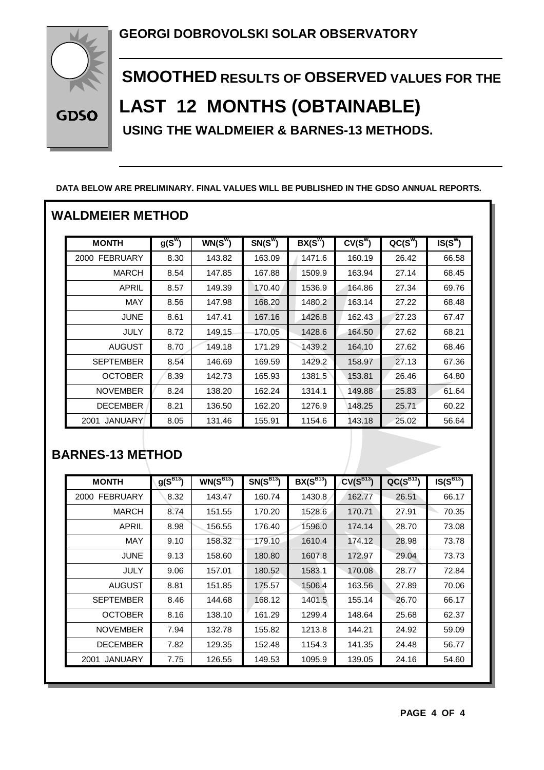# GEORGI DOBROVOLSKI SOLAR OBSERVATORY

## SMOOTHED RESULTS OF OBSERVED VALUES FOR THE LAST 12 MONTHS (OBTAINABLE) USING THE WALDMEIER & BARNES-13 METHODS.

DATA BELOW ARE PRELIMINARY. FINAL VALUES WILL BE PUBLISHED IN THE GDSO ANNUAL REPORTS.

## WALDMEIER METHOD

| MONTH | $g(S^W)$ | $WN(S^W)$ | $SN(S^W)$ | $BX(S^W)$ | $CV(S^W)$ | $QC(S^W)$ | $IS(S^W)$ |
|---|---|---|---|---|---|---|---|
| 2000 FEBRUARY | 8.30 | 143.82 | 163.09 | 1471.6 | 160.19 | 26.42 | 66.58 |
| MARCH | 8.54 | 147.85 | 167.88 | 1509.9 | 163.94 | 27.14 | 68.45 |
| APRIL | 8.57 | 149.39 | 170.40 | 1536.9 | 164.86 | 27.34 | 69.76 |
| MAY | 8.56 | 147.98 | 168.20 | 1480.2 | 163.14 | 27.22 | 68.48 |
| JUNE | 8.61 | 147.41 | 167.16 | 1426.8 | 162.43 | 27.23 | 67.47 |
| JULY | 8.72 | 149.15 | 170.05 | 1428.6 | 164.50 | 27.62 | 68.21 |
| AUGUST | 8.70 | 149.18 | 171.29 | 1439.2 | 164.10 | 27.62 | 68.46 |
| SEPTEMBER | 8.54 | 146.69 | 169.59 | 1429.2 | 158.97 | 27.13 | 67.36 |
| OCTOBER | 8.39 | 142.73 | 165.93 | 1381.5 | 153.81 | 26.46 | 64.80 |
| NOVEMBER | 8.24 | 138.20 | 162.24 | 1314.1 | 149.88 | 25.83 | 61.64 |
| DECEMBER | 8.21 | 136.50 | 162.20 | 1276.9 | 148.25 | 25.71 | 60.22 |
| 2001 JANUARY | 8.05 | 131.46 | 155.91 | 1154.6 | 143.18 | 25.02 | 56.64 |

## BARNES-13 METHOD

| MONTH | $g(S^{B13})$ | $WN(S^{B13})$ | $SN(S^{B13})$ | $BX(S^{B13})$ | $CV(S^{B13})$ | $QC(S^{B13})$ | $IS(S^{B13})$ |
|---|---|---|---|---|---|---|---|
| 2000 FEBRUARY | 8.32 | 143.47 | 160.74 | 1430.8 | 162.77 | 26.51 | 66.17 |
| MARCH | 8.74 | 151.55 | 170.20 | 1528.6 | 170.71 | 27.91 | 70.35 |
| APRIL | 8.98 | 156.55 | 176.40 | 1596.0 | 174.14 | 28.70 | 73.08 |
| MAY | 9.10 | 158.32 | 179.10 | 1610.4 | 174.12 | 28.98 | 73.78 |
| JUNE | 9.13 | 158.60 | 180.80 | 1607.8 | 172.97 | 29.04 | 73.73 |
| JULY | 9.06 | 157.01 | 180.52 | 1583.1 | 170.08 | 28.77 | 72.84 |
| AUGUST | 8.81 | 151.85 | 175.57 | 1506.4 | 163.56 | 27.89 | 70.06 |
| SEPTEMBER | 8.46 | 144.68 | 168.12 | 1401.5 | 155.14 | 26.70 | 66.17 |
| OCTOBER | 8.16 | 138.10 | 161.29 | 1299.4 | 148.64 | 25.68 | 62.37 |
| NOVEMBER | 7.94 | 132.78 | 155.82 | 1213.8 | 144.21 | 24.92 | 59.09 |
| DECEMBER | 7.82 | 129.35 | 152.48 | 1154.3 | 141.35 | 24.48 | 56.77 |
| 2001 JANUARY | 7.75 | 126.55 | 149.53 | 1095.9 | 139.05 | 24.16 | 54.60 |